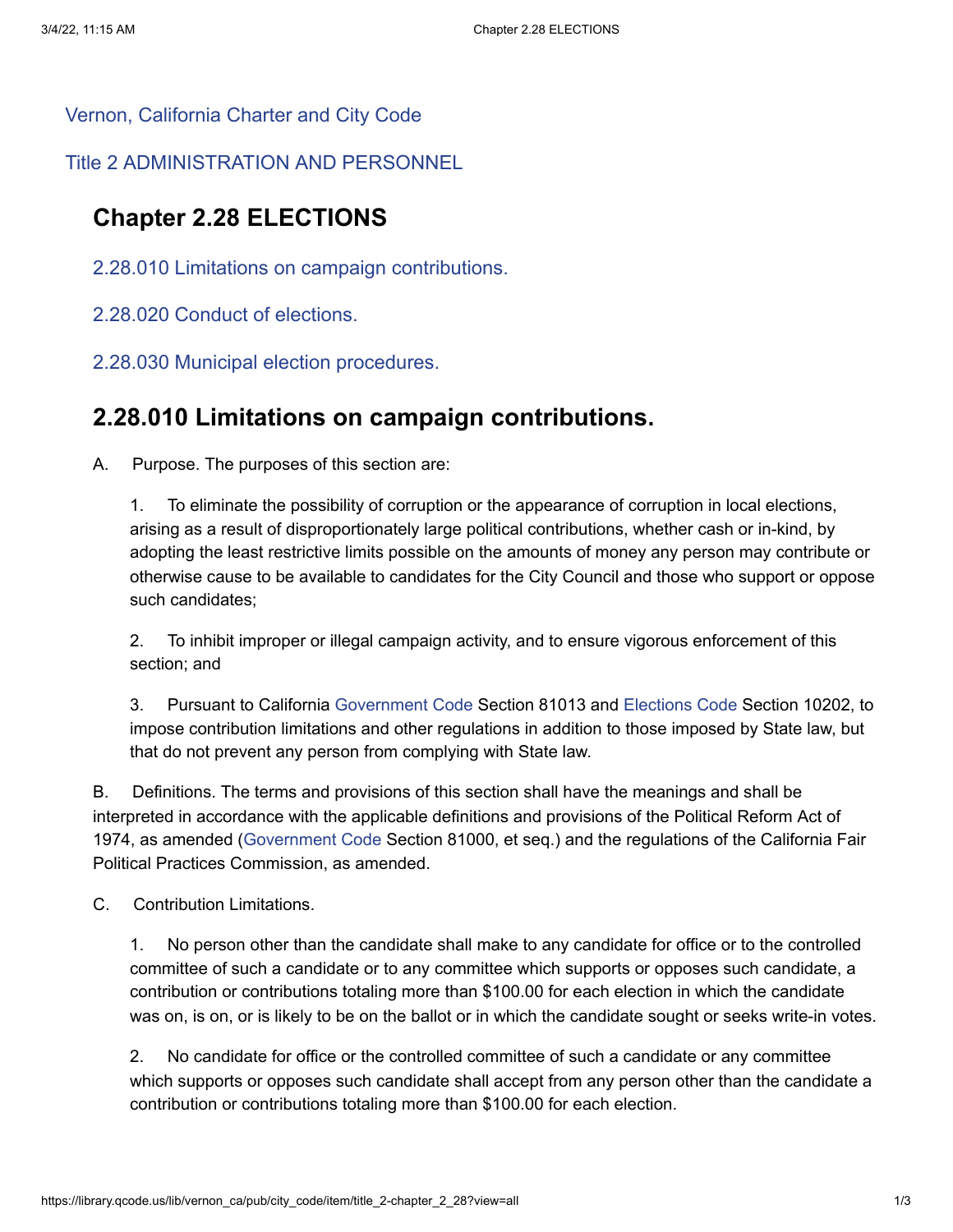Vernon, California Charter and City Code

Title 2 ADMINISTRATION AND PERSONNEL

# Chapter 2.28 ELECTIONS

2.28.010 Limitations on campaign contributions.

2.28.020 Conduct of elections.

2.28.030 Municipal election procedures.

## 2.28.010 Limitations on campaign contributions.

A. Purpose. The purposes of this section are:

1. To eliminate the possibility of corruption or the appearance of corruption in local elections, arising as a result of disproportionately large political contributions, whether cash or in-kind, by adopting the least restrictive limits possible on the amounts of money any person may contribute or otherwise cause to be available to candidates for the City Council and those who support or oppose such candidates;

2. To inhibit improper or illegal campaign activity, and to ensure vigorous enforcement of this section; and

3. Pursuant to California Government Code Section 81013 and Elections Code Section 10202, to impose contribution limitations and other regulations in addition to those imposed by State law, but that do not prevent any person from complying with State law.

B. Definitions. The terms and provisions of this section shall have the meanings and shall be interpreted in accordance with the applicable definitions and provisions of the Political Reform Act of 1974, as amended (Government Code Section 81000, et seq.) and the regulations of the California Fair Political Practices Commission, as amended.

C. Contribution Limitations.

1. No person other than the candidate shall make to any candidate for office or to the controlled committee of such a candidate or to any committee which supports or opposes such candidate, a contribution or contributions totaling more than $100.00 for each election in which the candidate was on, is on, or is likely to be on the ballot or in which the candidate sought or seeks write-in votes.

2. No candidate for office or the controlled committee of such a candidate or any committee which supports or opposes such candidate shall accept from any person other than the candidate a contribution or contributions totaling more than $100.00 for each election.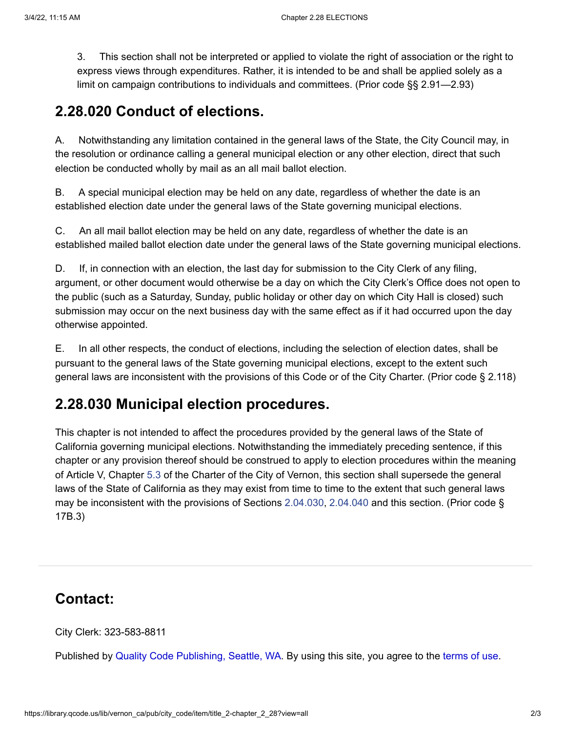3. This section shall not be interpreted or applied to violate the right of association or the right to express views through expenditures. Rather, it is intended to be and shall be applied solely as a limit on campaign contributions to individuals and committees. (Prior code §§ 2.91—2.93)

## 2.28.020 Conduct of elections.

A. Notwithstanding any limitation contained in the general laws of the State, the City Council may, in the resolution or ordinance calling a general municipal election or any other election, direct that such election be conducted wholly by mail as an all mail ballot election.

B. A special municipal election may be held on any date, regardless of whether the date is an established election date under the general laws of the State governing municipal elections.

C. An all mail ballot election may be held on any date, regardless of whether the date is an established mailed ballot election date under the general laws of the State governing municipal elections.

D. If, in connection with an election, the last day for submission to the City Clerk of any filing, argument, or other document would otherwise be a day on which the City Clerk's Office does not open to the public (such as a Saturday, Sunday, public holiday or other day on which City Hall is closed) such submission may occur on the next business day with the same effect as if it had occurred upon the day otherwise appointed.

E. In all other respects, the conduct of elections, including the selection of election dates, shall be pursuant to the general laws of the State governing municipal elections, except to the extent such general laws are inconsistent with the provisions of this Code or of the City Charter. (Prior code § 2.118)

## 2.28.030 Municipal election procedures.

This chapter is not intended to affect the procedures provided by the general laws of the State of California governing municipal elections. Notwithstanding the immediately preceding sentence, if this chapter or any provision thereof should be construed to apply to election procedures within the meaning of Article V, Chapter 5.3 of the Charter of the City of Vernon, this section shall supersede the general laws of the State of California as they may exist from time to time to the extent that such general laws may be inconsistent with the provisions of Sections 2.04.030, 2.04.040 and this section. (Prior code § 17B.3)

---

## Contact:

City Clerk: 323-583-8811

Published by Quality Code Publishing, Seattle, WA. By using this site, you agree to the terms of use.